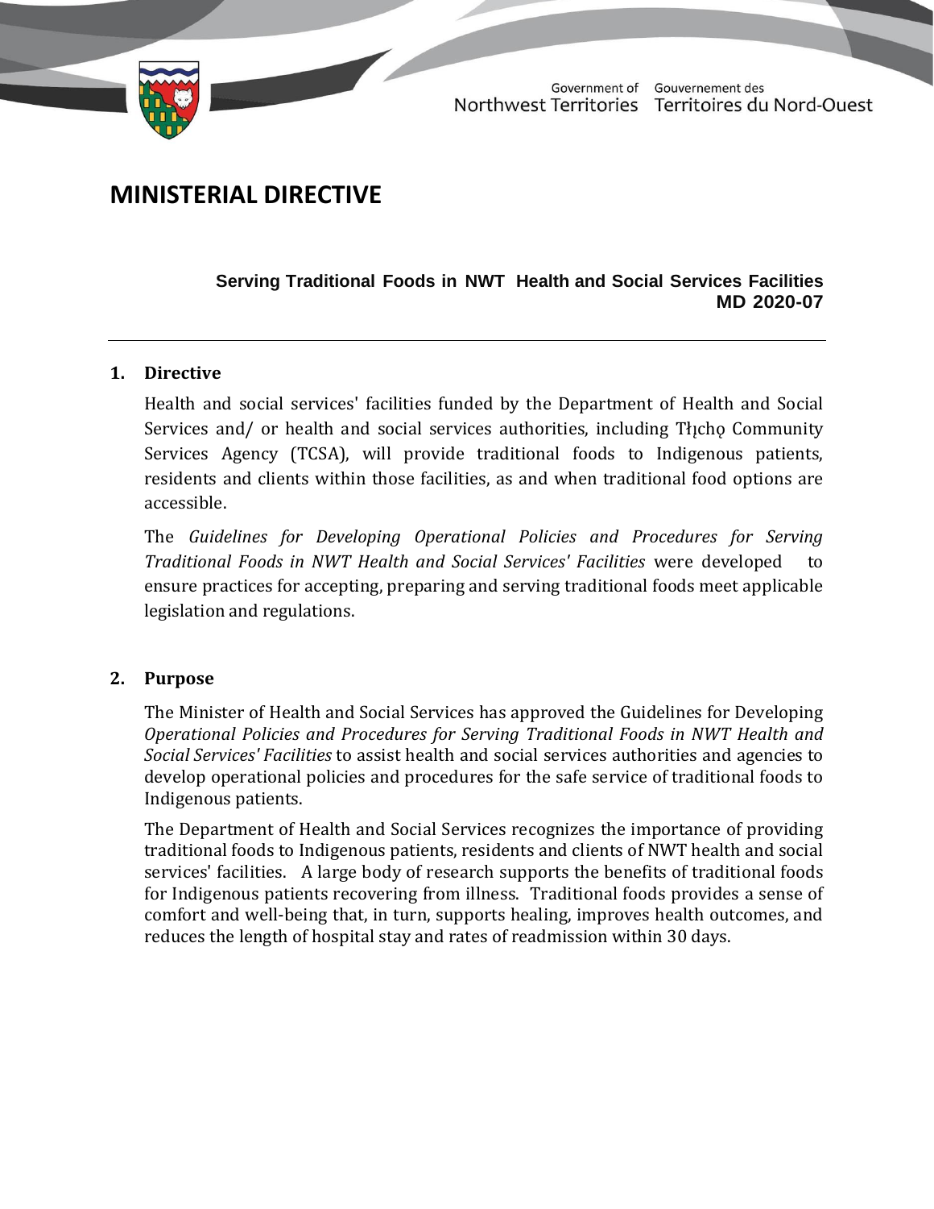Government of Northwest Territories | Gouvernement des Territoires du Nord-Ouest

# MINISTERIAL DIRECTIVE

**Serving Traditional Foods in NWT Health and Social Services Facilities**
**MD 2020-07**

---

## 1. Directive

Health and social services' facilities funded by the Department of Health and Social Services and/ or health and social services authorities, including Tłı̨chǫ Community Services Agency (TCSA), will provide traditional foods to Indigenous patients, residents and clients within those facilities, as and when traditional food options are accessible.

The *Guidelines for Developing Operational Policies and Procedures for Serving Traditional Foods in NWT Health and Social Services' Facilities* were developed to ensure practices for accepting, preparing and serving traditional foods meet applicable legislation and regulations.

## 2. Purpose

The Minister of Health and Social Services has approved the Guidelines for Developing *Operational Policies and Procedures for Serving Traditional Foods in NWT Health and Social Services' Facilities* to assist health and social services authorities and agencies to develop operational policies and procedures for the safe service of traditional foods to Indigenous patients.

The Department of Health and Social Services recognizes the importance of providing traditional foods to Indigenous patients, residents and clients of NWT health and social services' facilities. A large body of research supports the benefits of traditional foods for Indigenous patients recovering from illness. Traditional foods provides a sense of comfort and well-being that, in turn, supports healing, improves health outcomes, and reduces the length of hospital stay and rates of readmission within 30 days.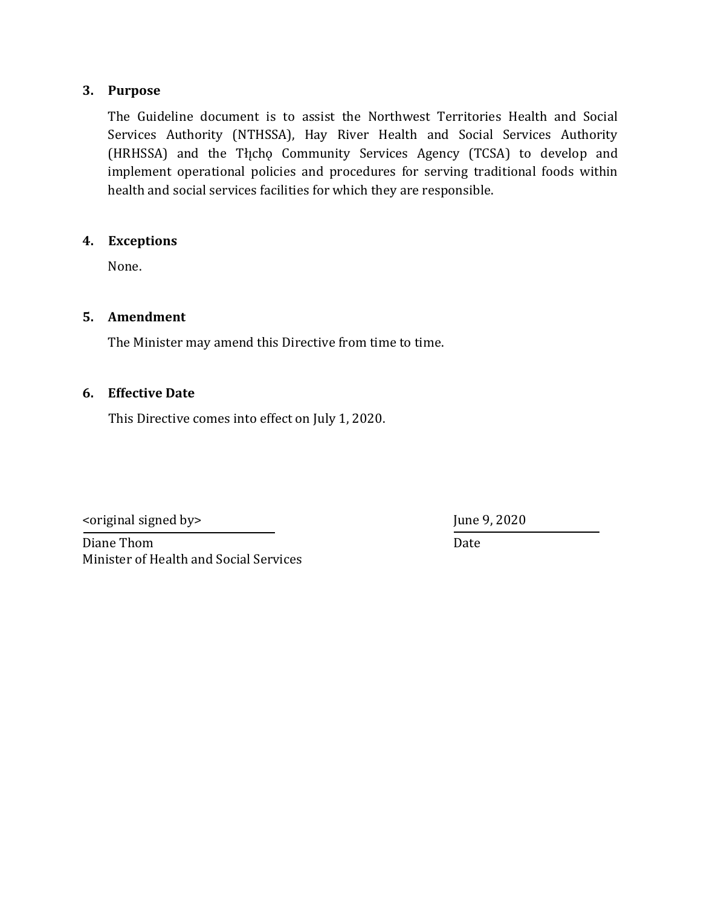## 3. Purpose

The Guideline document is to assist the Northwest Territories Health and Social Services Authority (NTHSSA), Hay River Health and Social Services Authority (HRHSSA) and the Tłı̨chǫ Community Services Agency (TCSA) to develop and implement operational policies and procedures for serving traditional foods within health and social services facilities for which they are responsible.

## 4. Exceptions

None.

## 5. Amendment

The Minister may amend this Directive from time to time.

## 6. Effective Date

This Directive comes into effect on July 1, 2020.

<original signed by>

Diane Thom
Minister of Health and Social Services

June 9, 2020

Date